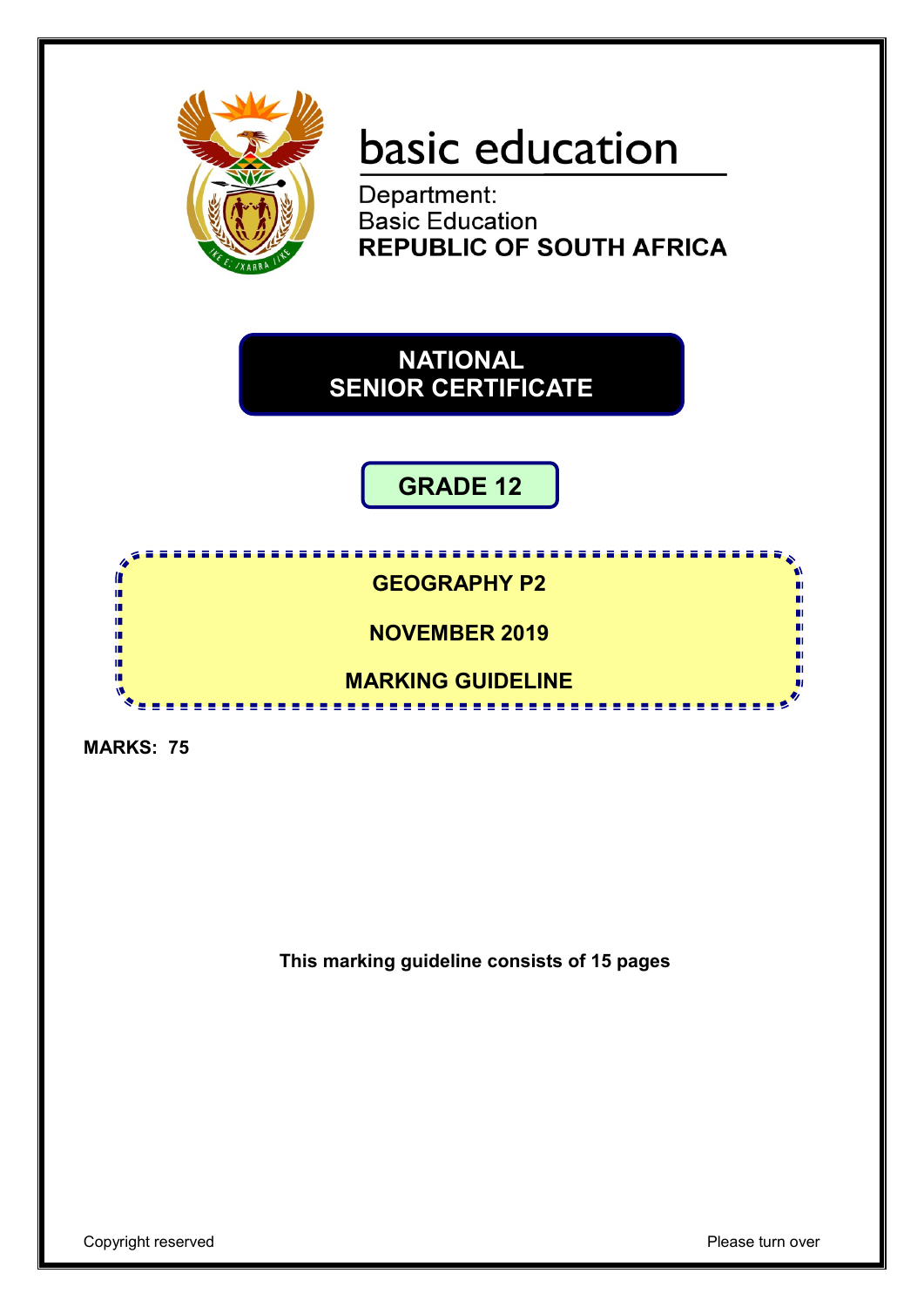basic education

Department:
Basic Education
**REPUBLIC OF SOUTH AFRICA**

# NATIONAL SENIOR CERTIFICATE

## GRADE 12

## GEOGRAPHY P2

## NOVEMBER 2019

## MARKING GUIDELINE

**MARKS: 75**

**This marking guideline consists of 15 pages**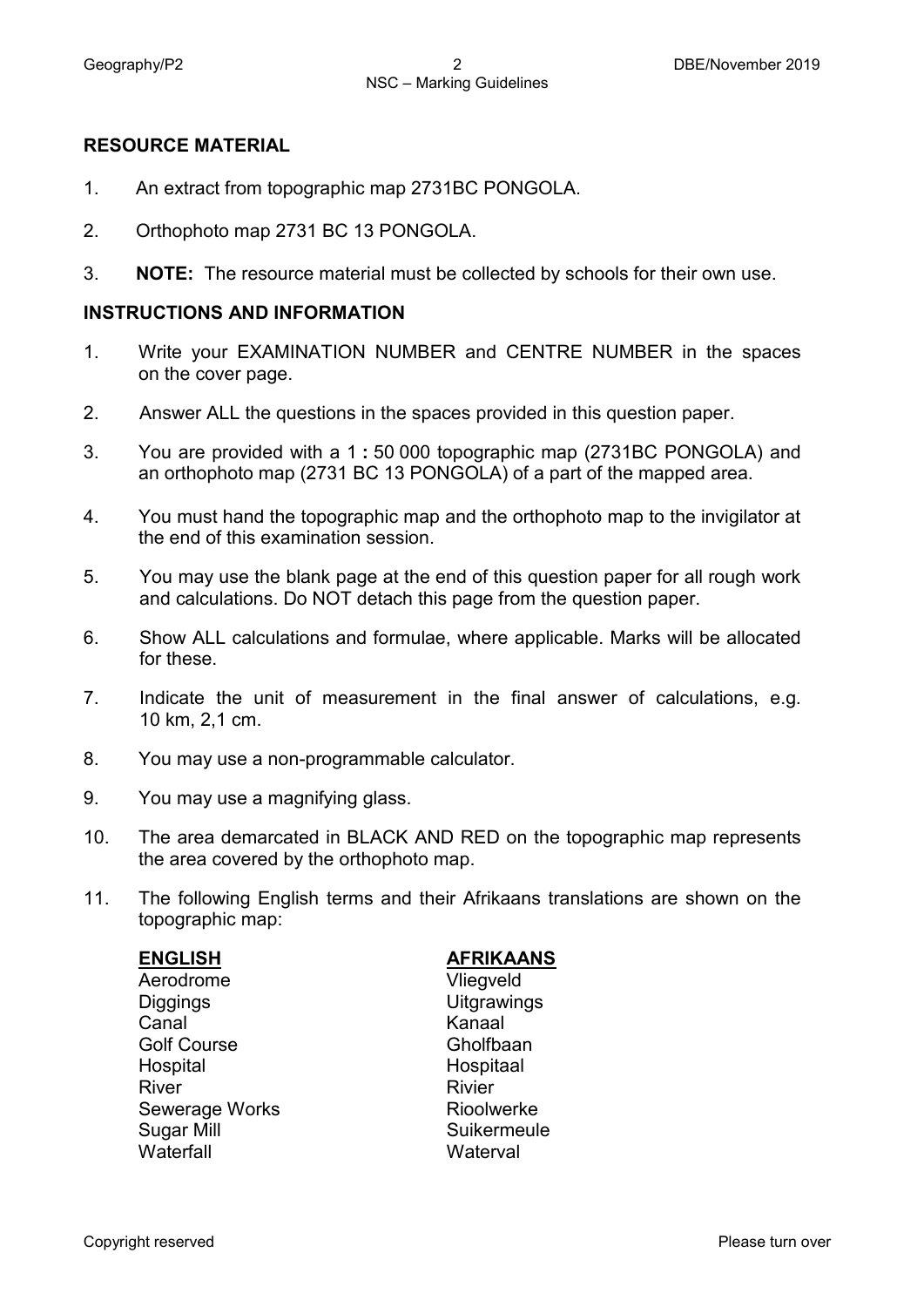## RESOURCE MATERIAL

1. An extract from topographic map 2731BC PONGOLA.
2. Orthophoto map 2731 BC 13 PONGOLA.
3. **NOTE:** The resource material must be collected by schools for their own use.

## INSTRUCTIONS AND INFORMATION

1. Write your EXAMINATION NUMBER and CENTRE NUMBER in the spaces on the cover page.
2. Answer ALL the questions in the spaces provided in this question paper.
3. You are provided with a 1 **:** 50 000 topographic map (2731BC PONGOLA) and an orthophoto map (2731 BC 13 PONGOLA) of a part of the mapped area.
4. You must hand the topographic map and the orthophoto map to the invigilator at the end of this examination session.
5. You may use the blank page at the end of this question paper for all rough work and calculations. Do NOT detach this page from the question paper.
6. Show ALL calculations and formulae, where applicable. Marks will be allocated for these.
7. Indicate the unit of measurement in the final answer of calculations, e.g. 10 km, 2,1 cm.
8. You may use a non-programmable calculator.
9. You may use a magnifying glass.
10. The area demarcated in BLACK AND RED on the topographic map represents the area covered by the orthophoto map.
11. The following English terms and their Afrikaans translations are shown on the topographic map:

| ENGLISH | AFRIKAANS |
|---|---|
| Aerodrome | Vliegveld |
| Diggings | Uitgrawings |
| Canal | Kanaal |
| Golf Course | Gholfbaan |
| Hospital | Hospitaal |
| River | Rivier |
| Sewerage Works | Rioolwerke |
| Sugar Mill | Suikermeule |
| Waterfall | Waterval |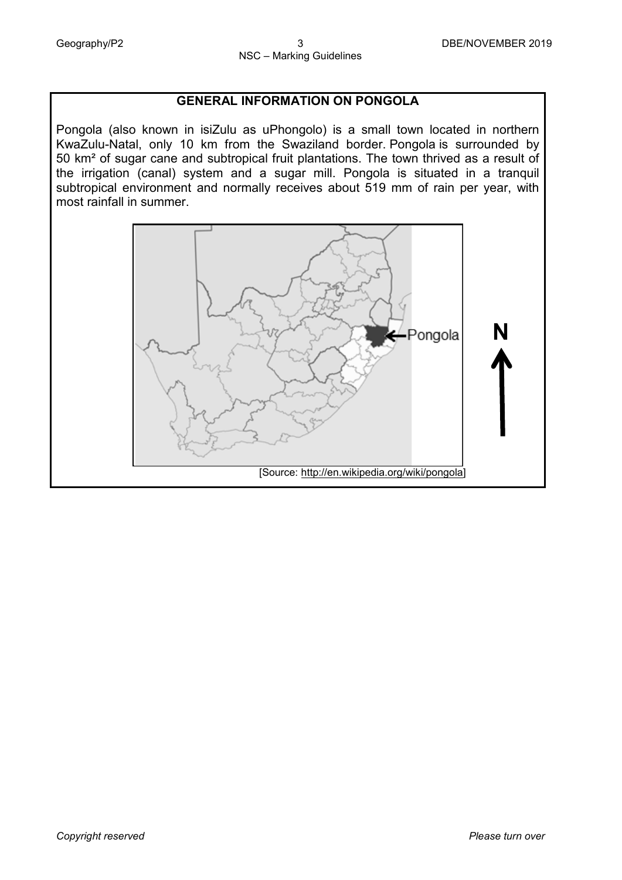## GENERAL INFORMATION ON PONGOLA

Pongola (also known in isiZulu as uPhongolo) is a small town located in northern KwaZulu-Natal, only 10 km from the Swaziland border. Pongola is surrounded by 50 km² of sugar cane and subtropical fruit plantations. The town thrived as a result of the irrigation (canal) system and a sugar mill. Pongola is situated in a tranquil subtropical environment and normally receives about 519 mm of rain per year, with most rainfall in summer.

Pongola

N

[Source: http://en.wikipedia.org/wiki/pongola]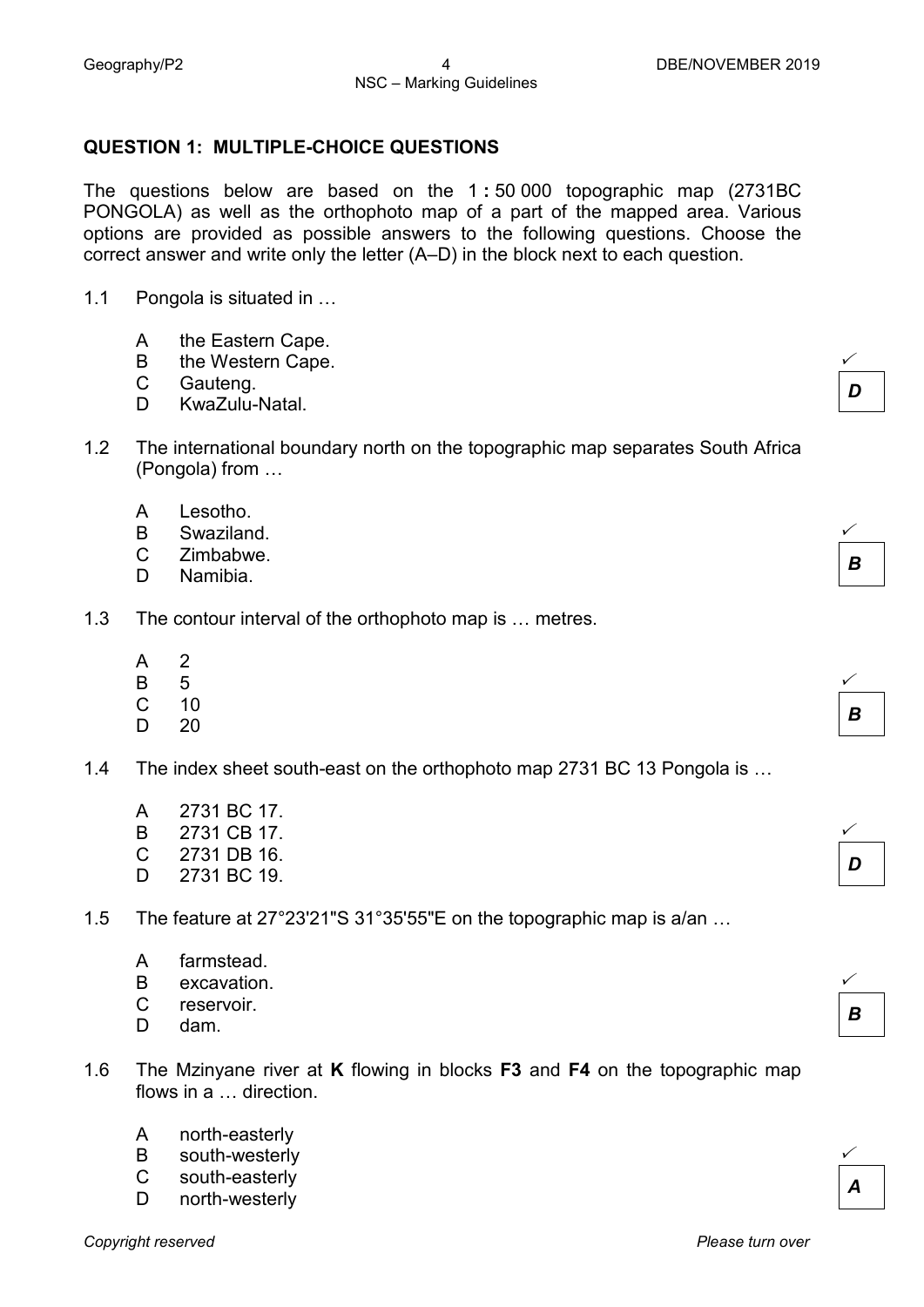## QUESTION 1: MULTIPLE-CHOICE QUESTIONS

The questions below are based on the 1 : 50 000 topographic map (2731BC PONGOLA) as well as the orthophoto map of a part of the mapped area. Various options are provided as possible answers to the following questions. Choose the correct answer and write only the letter (A–D) in the block next to each question.

1.1 Pongola is situated in …

- A the Eastern Cape.
- B the Western Cape.
- C Gauteng.
- D KwaZulu-Natal.

✓ ***D***

1.2 The international boundary north on the topographic map separates South Africa (Pongola) from …

- A Lesotho.
- B Swaziland.
- C Zimbabwe.
- D Namibia.

✓ ***B***

1.3 The contour interval of the orthophoto map is … metres.

- A 2
- B 5
- C 10
- D 20

✓ ***B***

1.4 The index sheet south-east on the orthophoto map 2731 BC 13 Pongola is …

- A 2731 BC 17.
- B 2731 CB 17.
- C 2731 DB 16.
- D 2731 BC 19.

✓ ***D***

1.5 The feature at 27°23'21"S 31°35'55"E on the topographic map is a/an …

- A farmstead.
- B excavation.
- C reservoir.
- D dam.

✓ ***B***

1.6 The Mzinyane river at **K** flowing in blocks **F3** and **F4** on the topographic map flows in a … direction.

- A north-easterly
- B south-westerly
- C south-easterly
- D north-westerly

✓ ***A***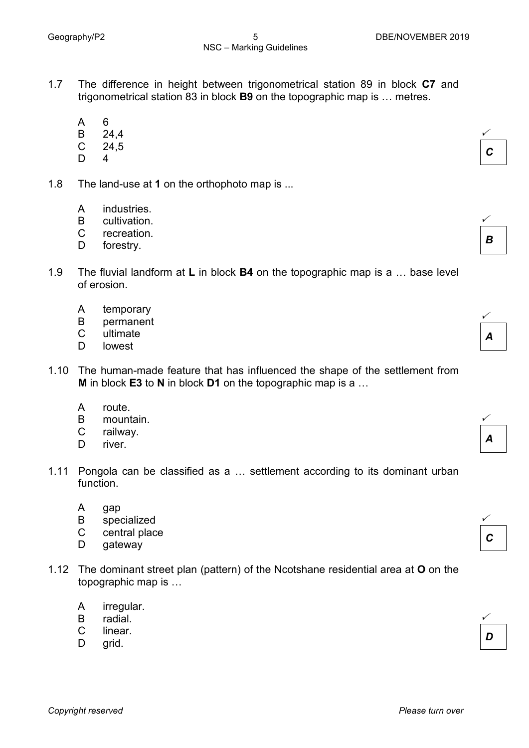1.7 The difference in height between trigonometrical station 89 in block **C7** and trigonometrical station 83 in block **B9** on the topographic map is … metres.

A 6
B 24,4
C 24,5
D 4

✓ ***C***

1.8 The land-use at **1** on the orthophoto map is ...

A industries.
B cultivation.
C recreation.
D forestry.

✓ ***B***

1.9 The fluvial landform at **L** in block **B4** on the topographic map is a … base level of erosion.

A temporary
B permanent
C ultimate
D lowest

✓ ***A***

1.10 The human-made feature that has influenced the shape of the settlement from **M** in block **E3** to **N** in block **D1** on the topographic map is a …

A route.
B mountain.
C railway.
D river.

✓ ***A***

1.11 Pongola can be classified as a … settlement according to its dominant urban function.

A gap
B specialized
C central place
D gateway

✓ ***C***

1.12 The dominant street plan (pattern) of the Ncotshane residential area at **O** on the topographic map is …

A irregular.
B radial.
C linear.
D grid.

✓ ***D***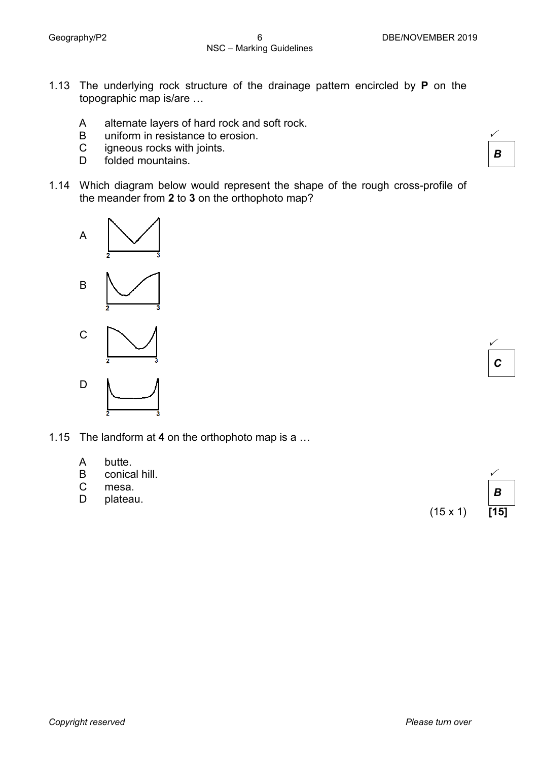1.13 The underlying rock structure of the drainage pattern encircled by **P** on the topographic map is/are …

- A alternate layers of hard rock and soft rock.
- B uniform in resistance to erosion.
- C igneous rocks with joints.
- D folded mountains.

✓ ***B***

1.14 Which diagram below would represent the shape of the rough cross-profile of the meander from **2** to **3** on the orthophoto map?

A

B

C

D

✓ ***C***

1.15 The landform at **4** on the orthophoto map is a …

- A butte.
- B conical hill.
- C mesa.
- D plateau.

✓ ***B***

(15 x 1) **[15]**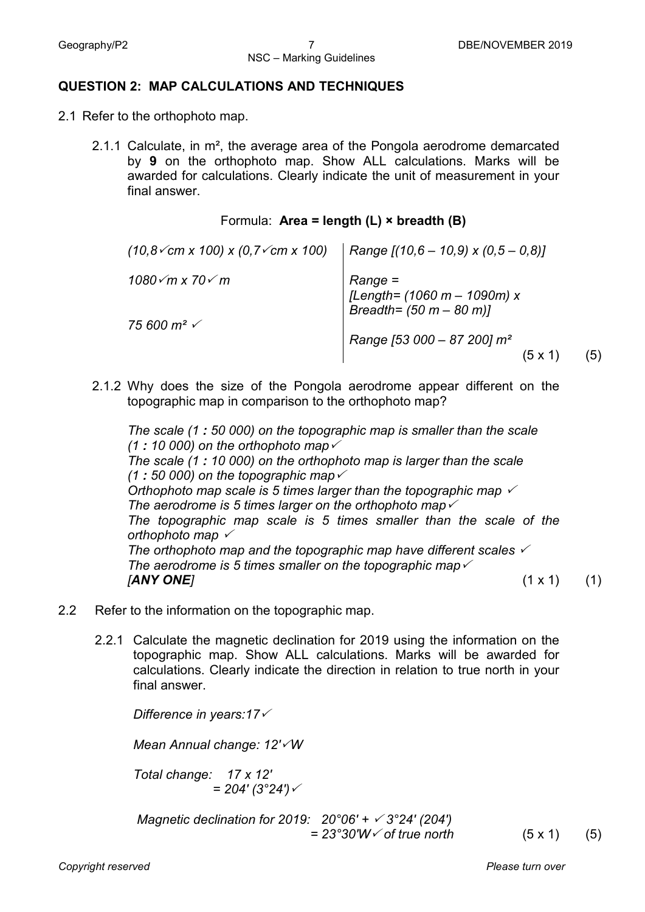## QUESTION 2: MAP CALCULATIONS AND TECHNIQUES

2.1 Refer to the orthophoto map.

2.1.1 Calculate, in m², the average area of the Pongola aerodrome demarcated by **9** on the orthophoto map. Show ALL calculations. Marks will be awarded for calculations. Clearly indicate the unit of measurement in your final answer.

Formula: **Area = length (L) × breadth (B)**

| | |
|---|---|
| *(10,8✓cm x 100) x (0,7✓cm x 100)* | *Range [(10,6 – 10,9) x (0,5 – 0,8)]* |
| *1080✓m x 70✓m* | *Range = [Length= (1060 m – 1090m) x Breadth= (50 m – 80 m)]* |
| *75 600 m² ✓* | *Range [53 000 – 87 200] m²* |

(5 x 1) (5)

2.1.2 Why does the size of the Pongola aerodrome appear different on the topographic map in comparison to the orthophoto map?

*The scale (1 : 50 000) on the topographic map is smaller than the scale (1 : 10 000) on the orthophoto map✓*
*The scale (1 : 10 000) on the orthophoto map is larger than the scale (1 : 50 000) on the topographic map✓*
*Orthophoto map scale is 5 times larger than the topographic map ✓*
*The aerodrome is 5 times larger on the orthophoto map✓*
*The topographic map scale is 5 times smaller than the scale of the orthophoto map ✓*
*The orthophoto map and the topographic map have different scales ✓*
*The aerodrome is 5 times smaller on the topographic map✓*
*[**ANY ONE**]* (1 x 1) (1)

2.2 Refer to the information on the topographic map.

2.2.1 Calculate the magnetic declination for 2019 using the information on the topographic map. Show ALL calculations. Marks will be awarded for calculations. Clearly indicate the direction in relation to true north in your final answer.

*Difference in years:17✓*

*Mean Annual change: 12'✓W*

*Total change: 17 x 12'*
*= 204' (3°24')✓*

*Magnetic declination for 2019: 20°06' + ✓3°24' (204')*
*= 23°30'W✓ of true north* (5 x 1) (5)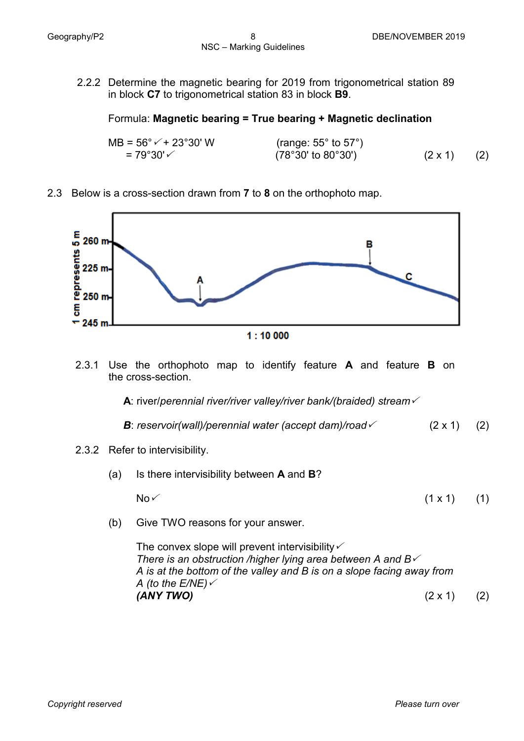2.2.2 Determine the magnetic bearing for 2019 from trigonometrical station 89 in block **C7** to trigonometrical station 83 in block **B9**.

Formula: **Magnetic bearing = True bearing + Magnetic declination**

MB = 56° ✓ + 23°30' W (range: 55° to 57°)
= 79°30' ✓ (78°30' to 80°30') (2 x 1) (2)

2.3 Below is a cross-section drawn from **7** to **8** on the orthophoto map.

2.3.1 Use the orthophoto map to identify feature **A** and feature **B** on the cross-section.

**A**: river/*perennial river/river valley/river bank/(braided) stream* ✓

***B***: *reservoir(wall)/perennial water (accept dam)/road* ✓ (2 x 1) (2)

2.3.2 Refer to intervisibility.

(a) Is there intervisibility between **A** and **B**?

No ✓ (1 x 1) (1)

(b) Give TWO reasons for your answer.

The convex slope will prevent intervisibility ✓
*There is an obstruction /higher lying area between A and B* ✓
*A is at the bottom of the valley and B is on a slope facing away from A (to the E/NE)* ✓
***(ANY TWO)*** (2 x 1) (2)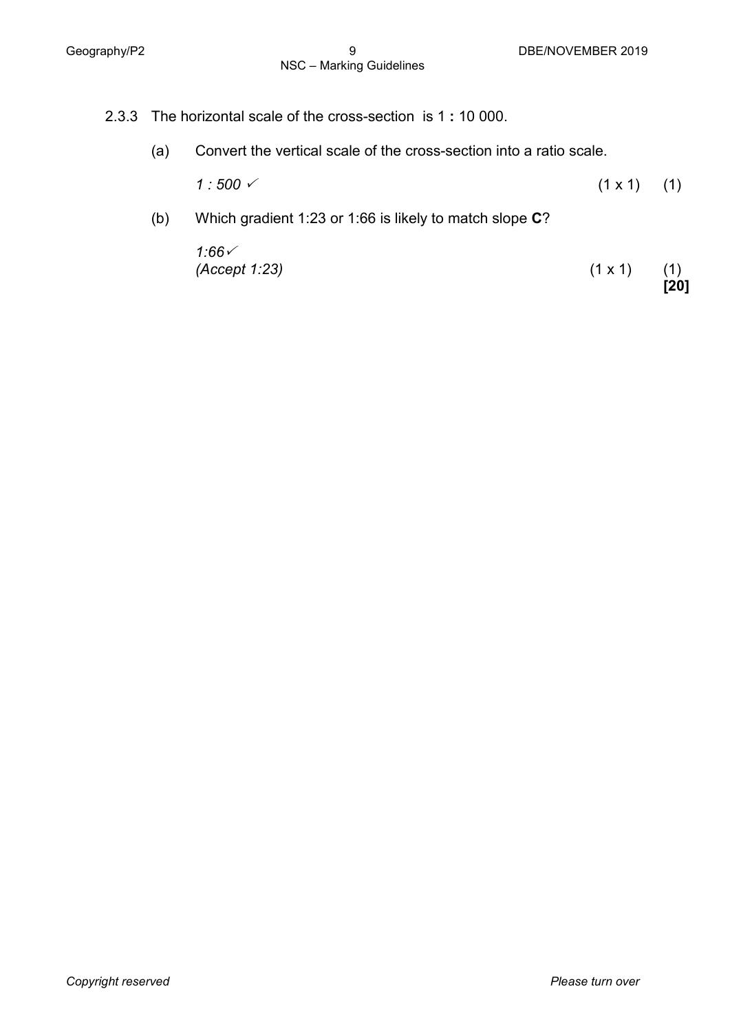2.3.3 The horizontal scale of the cross-section is 1 **:** 10 000.

(a) Convert the vertical scale of the cross-section into a ratio scale.

*1 : 500* ✓ (1 x 1) (1)

(b) Which gradient 1:23 or 1:66 is likely to match slope **C**?

*1:66*✓
*(Accept 1:23)* (1 x 1) (1)

**[20]**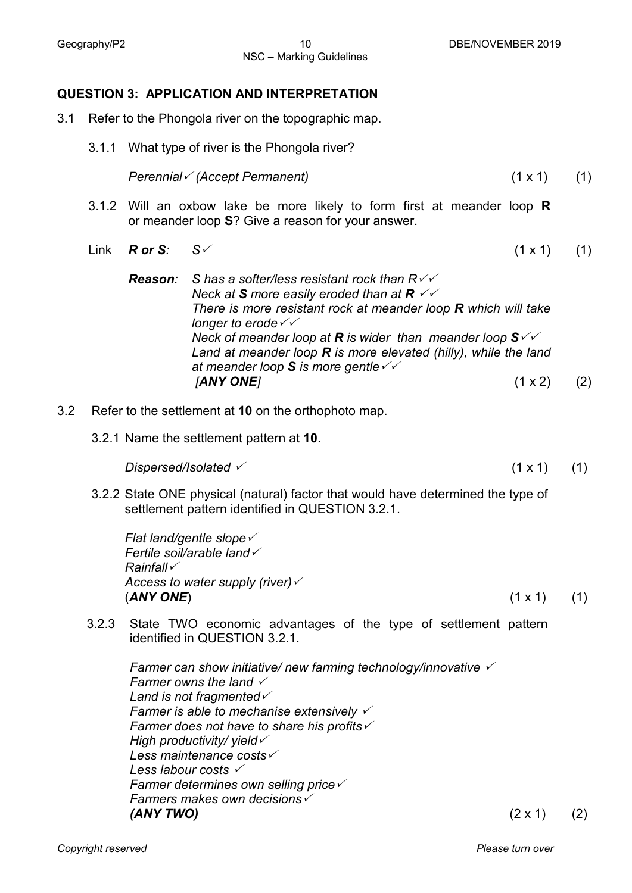## QUESTION 3: APPLICATION AND INTERPRETATION

3.1 Refer to the Phongola river on the topographic map.

3.1.1 What type of river is the Phongola river?

*Perennial✓ (Accept Permanent)* (1 x 1) (1)

3.1.2 Will an oxbow lake be more likely to form first at meander loop **R** or meander loop **S**? Give a reason for your answer.

Link ***R or S**: S✓* (1 x 1) (1)

***Reason**: S has a softer/less resistant rock than R✓✓*
*Neck at **S** more easily eroded than at **R** ✓✓*
*There is more resistant rock at meander loop **R** which will take longer to erode✓✓*
*Neck of meander loop at **R** is wider than meander loop **S**✓✓*
*Land at meander loop **R** is more elevated (hilly), while the land at meander loop **S** is more gentle✓✓*
*[**ANY ONE**]* (1 x 2) (2)

3.2 Refer to the settlement at **10** on the orthophoto map.

3.2.1 Name the settlement pattern at **10**.

*Dispersed/Isolated ✓* (1 x 1) (1)

3.2.2 State ONE physical (natural) factor that would have determined the type of settlement pattern identified in QUESTION 3.2.1.

*Flat land/gentle slope✓*
*Fertile soil/arable land✓*
*Rainfall✓*
*Access to water supply (river)✓*
(***ANY ONE***) (1 x 1) (1)

3.2.3 State TWO economic advantages of the type of settlement pattern identified in QUESTION 3.2.1.

*Farmer can show initiative/ new farming technology/innovative ✓*
*Farmer owns the land ✓*
*Land is not fragmented✓*
*Farmer is able to mechanise extensively ✓*
*Farmer does not have to share his profits✓*
*High productivity/ yield✓*
*Less maintenance costs✓*
*Less labour costs ✓*
*Farmer determines own selling price✓*
*Farmers makes own decisions✓*
***(ANY TWO)*** (2 x 1) (2)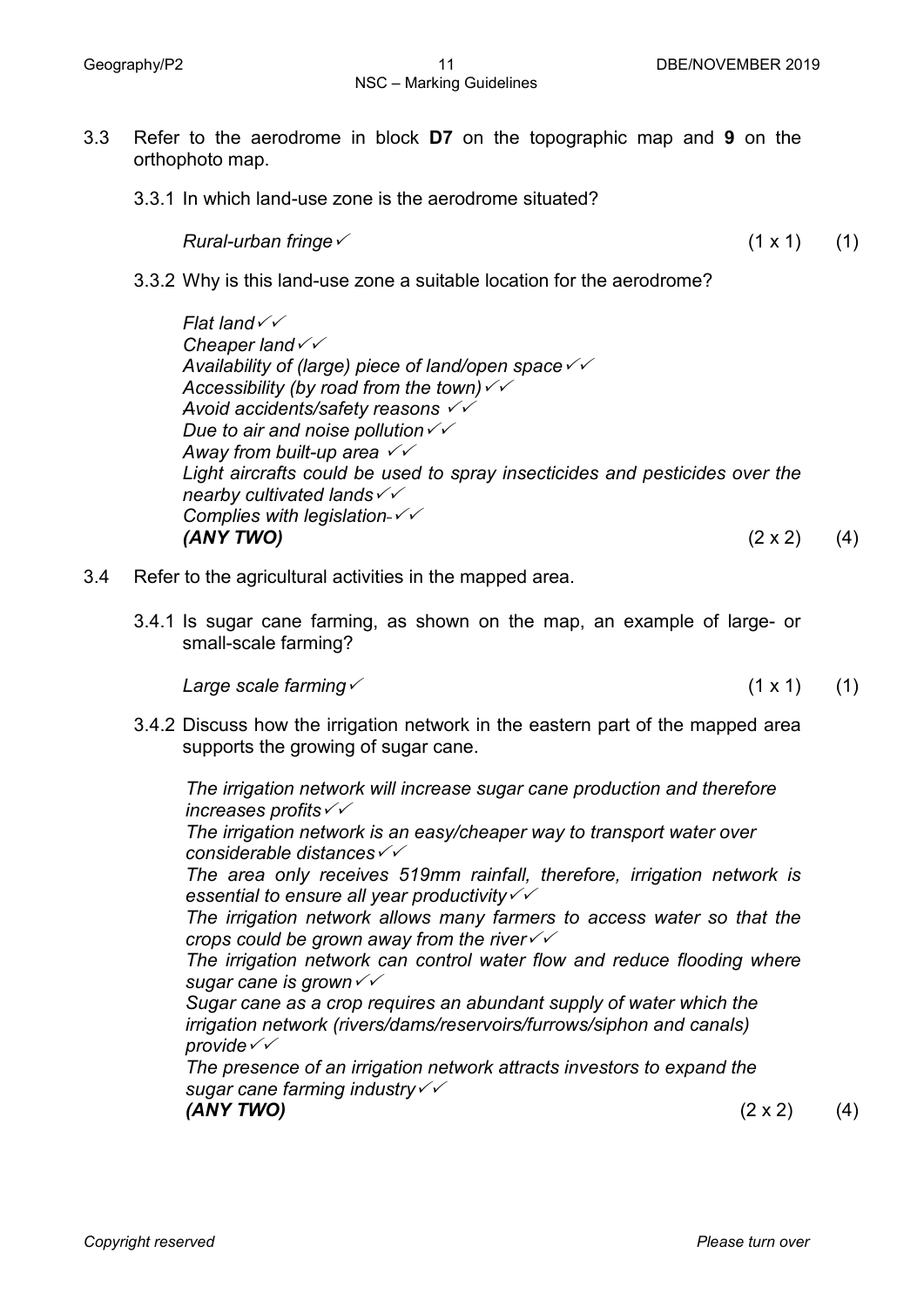3.3 Refer to the aerodrome in block **D7** on the topographic map and **9** on the orthophoto map.

3.3.1 In which land-use zone is the aerodrome situated?

*Rural-urban fringe*✓ (1 x 1) (1)

3.3.2 Why is this land-use zone a suitable location for the aerodrome?

*Flat land*✓✓
*Cheaper land*✓✓
*Availability of (large) piece of land/open space*✓✓
*Accessibility (by road from the town)*✓✓
*Avoid accidents/safety reasons* ✓✓
*Due to air and noise pollution*✓✓
*Away from built-up area* ✓✓
*Light aircrafts could be used to spray insecticides and pesticides over the nearby cultivated lands*✓✓
*Complies with legislation*✓✓
***(ANY TWO)*** (2 x 2) (4)

3.4 Refer to the agricultural activities in the mapped area.

3.4.1 Is sugar cane farming, as shown on the map, an example of large- or small-scale farming?

*Large scale farming*✓ (1 x 1) (1)

3.4.2 Discuss how the irrigation network in the eastern part of the mapped area supports the growing of sugar cane.

*The irrigation network will increase sugar cane production and therefore increases profits*✓✓
*The irrigation network is an easy/cheaper way to transport water over considerable distances*✓✓
*The area only receives 519mm rainfall, therefore, irrigation network is essential to ensure all year productivity*✓✓
*The irrigation network allows many farmers to access water so that the crops could be grown away from the river*✓✓
*The irrigation network can control water flow and reduce flooding where sugar cane is grown*✓✓
*Sugar cane as a crop requires an abundant supply of water which the irrigation network (rivers/dams/reservoirs/furrows/siphon and canals) provide*✓✓
*The presence of an irrigation network attracts investors to expand the sugar cane farming industry*✓✓
***(ANY TWO)*** (2 x 2) (4)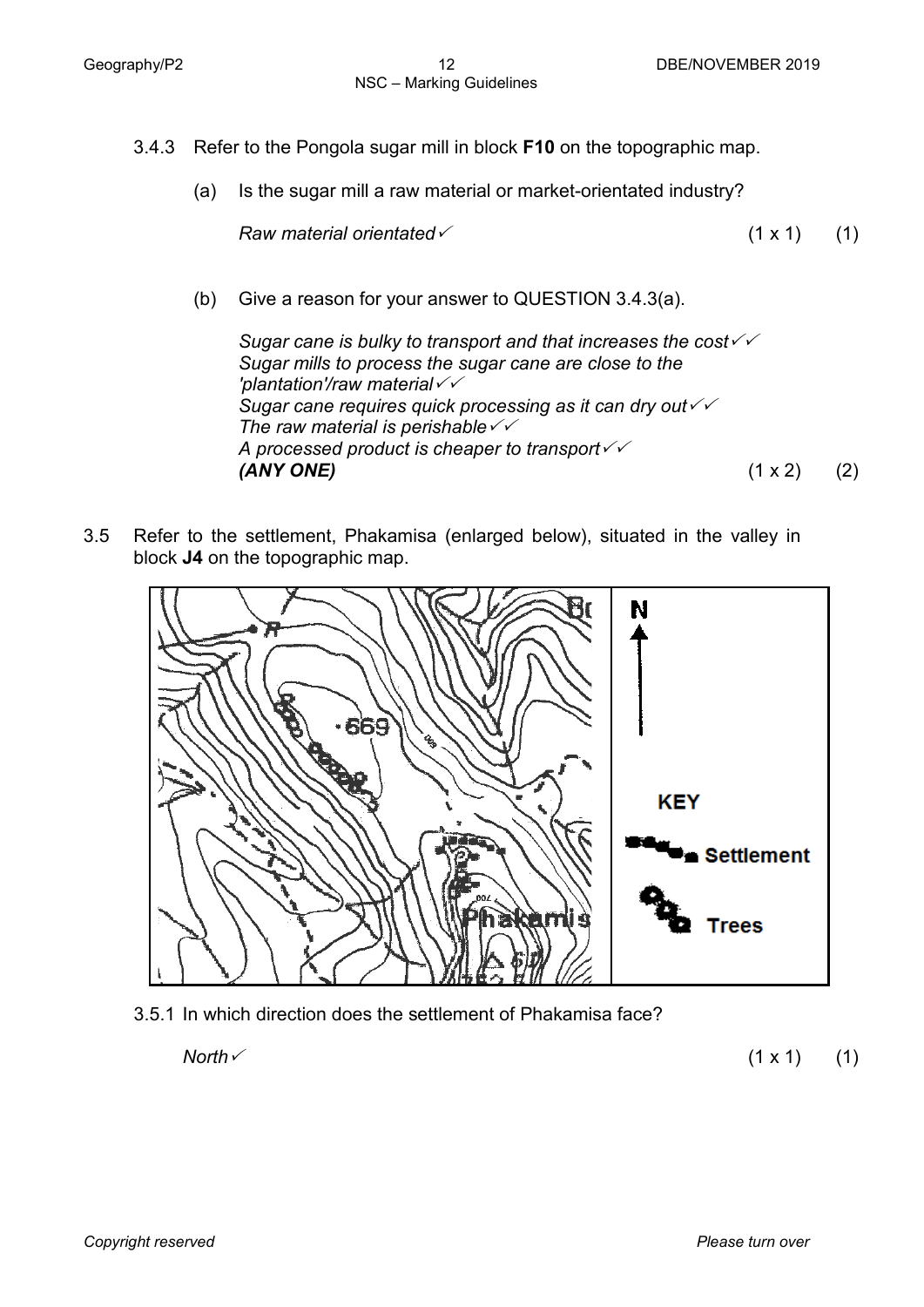3.4.3 Refer to the Pongola sugar mill in block **F10** on the topographic map.

(a) Is the sugar mill a raw material or market-orientated industry?

*Raw material orientated* ✓ (1 x 1) (1)

(b) Give a reason for your answer to QUESTION 3.4.3(a).

*Sugar cane is bulky to transport and that increases the cost* ✓✓
*Sugar mills to process the sugar cane are close to the 'plantation'/raw material* ✓✓
*Sugar cane requires quick processing as it can dry out* ✓✓
*The raw material is perishable* ✓✓
*A processed product is cheaper to transport* ✓✓
***(ANY ONE)*** (1 x 2) (2)

3.5 Refer to the settlement, Phakamisa (enlarged below), situated in the valley in block **J4** on the topographic map.

3.5.1 In which direction does the settlement of Phakamisa face?

*North* ✓ (1 x 1) (1)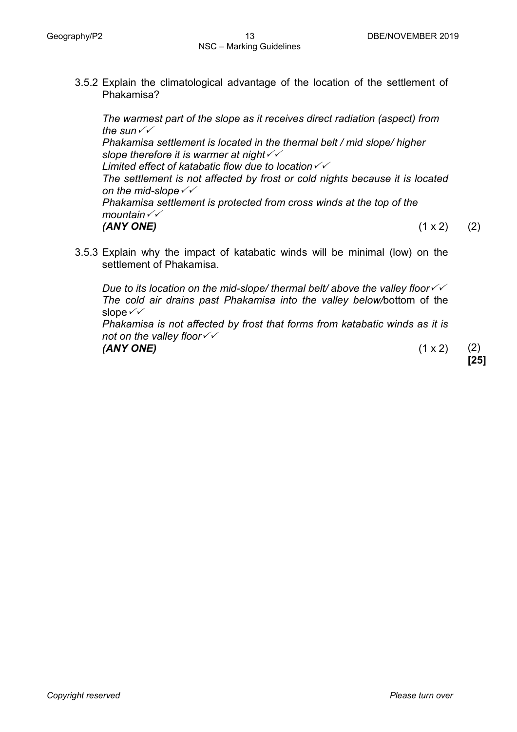3.5.2 Explain the climatological advantage of the location of the settlement of Phakamisa?

*The warmest part of the slope as it receives direct radiation (aspect) from the sun*✓✓
*Phakamisa settlement is located in the thermal belt / mid slope/ higher slope therefore it is warmer at night*✓✓
*Limited effect of katabatic flow due to location*✓✓
*The settlement is not affected by frost or cold nights because it is located on the mid-slope*✓✓
*Phakamisa settlement is protected from cross winds at the top of the mountain*✓✓
***(ANY ONE)*** (1 x 2) (2)

3.5.3 Explain why the impact of katabatic winds will be minimal (low) on the settlement of Phakamisa.

*Due to its location on the mid-slope/ thermal belt/ above the valley floor*✓✓
*The cold air drains past Phakamisa into the valley below/*bottom of the slope✓✓
*Phakamisa is not affected by frost that forms from katabatic winds as it is not on the valley floor*✓✓
***(ANY ONE)*** (1 x 2) (2)
**[25]**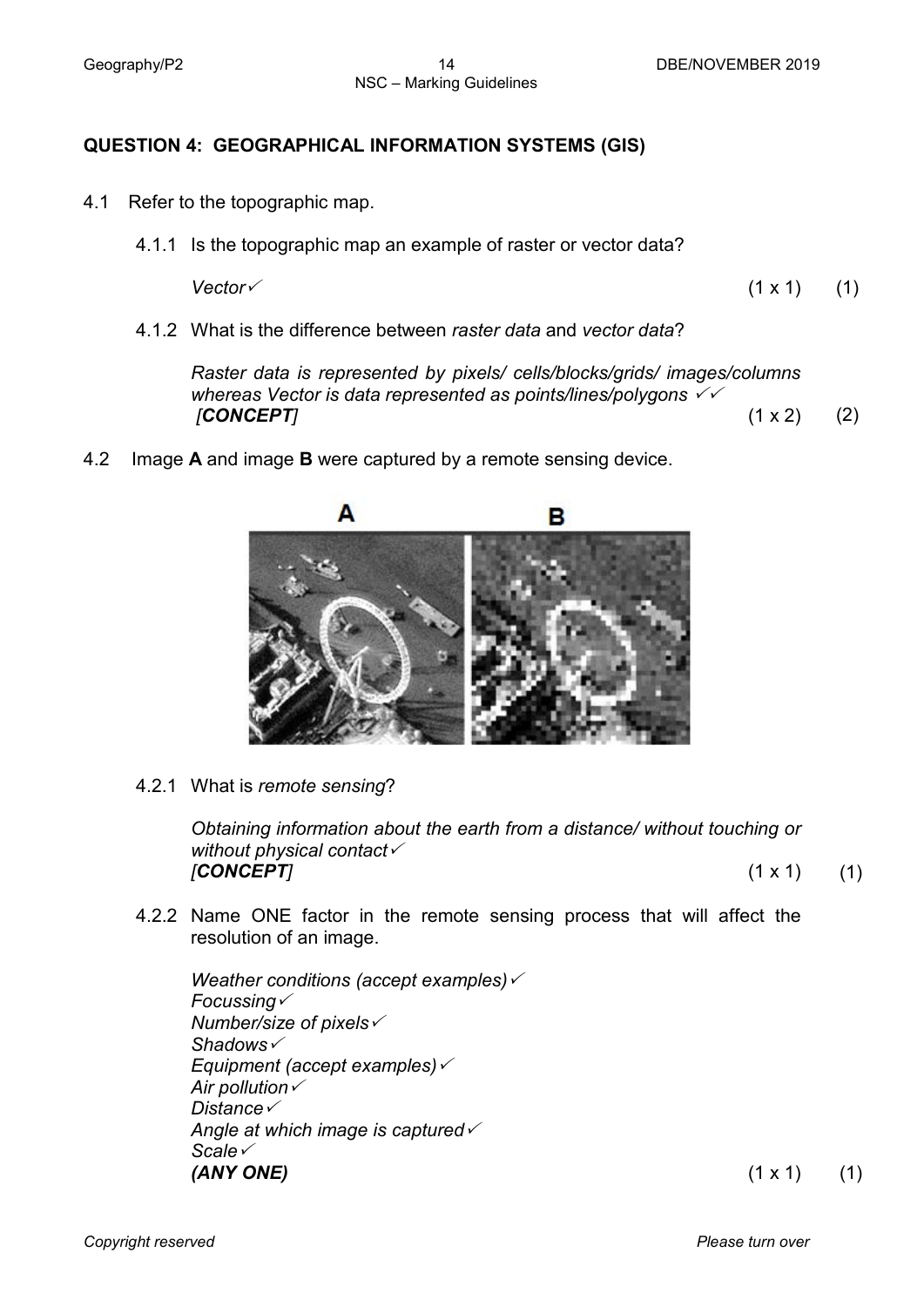## QUESTION 4: GEOGRAPHICAL INFORMATION SYSTEMS (GIS)

4.1 Refer to the topographic map.

4.1.1 Is the topographic map an example of raster or vector data?

*Vector*✓ (1 x 1) (1)

4.1.2 What is the difference between *raster data* and *vector data*?

*Raster data is represented by pixels/ cells/blocks/grids/ images/columns whereas Vector is data represented as points/lines/polygons* ✓✓
***[CONCEPT]*** (1 x 2) (2)

4.2 Image **A** and image **B** were captured by a remote sensing device.

4.2.1 What is *remote sensing*?

*Obtaining information about the earth from a distance/ without touching or without physical contact*✓
***[CONCEPT]*** (1 x 1) (1)

4.2.2 Name ONE factor in the remote sensing process that will affect the resolution of an image.

*Weather conditions (accept examples)*✓
*Focussing*✓
*Number/size of pixels*✓
*Shadows*✓
*Equipment (accept examples)*✓
*Air pollution*✓
*Distance*✓
*Angle at which image is captured*✓
*Scale*✓
***(ANY ONE)*** (1 x 1) (1)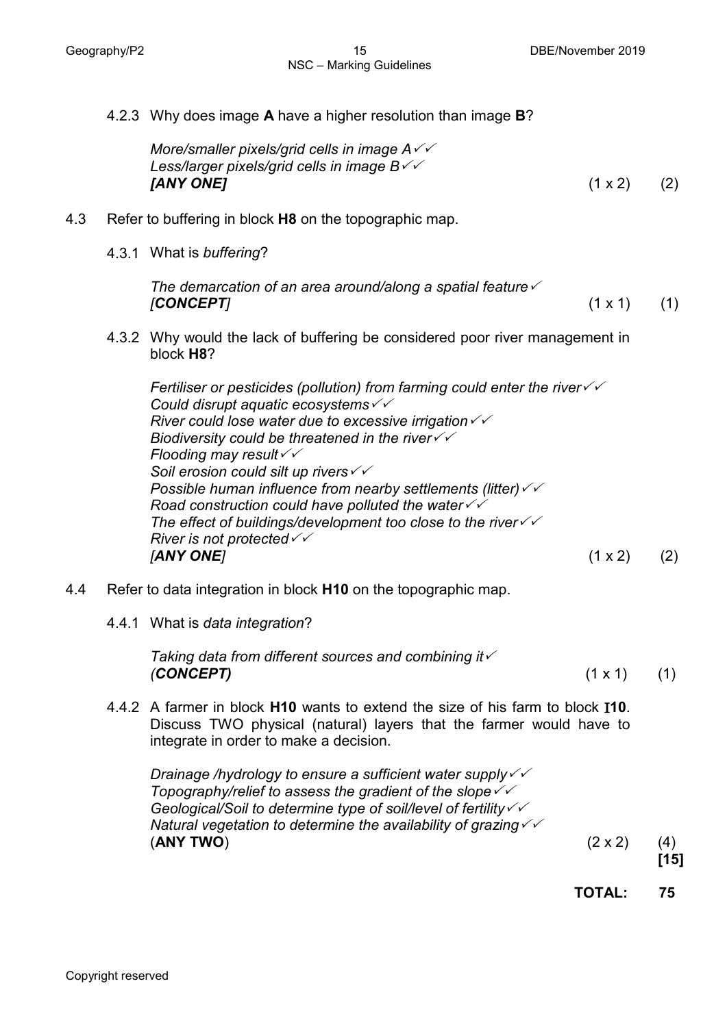4.2.3 Why does image **A** have a higher resolution than image **B**?

*More/smaller pixels/grid cells in image A✓✓*
*Less/larger pixels/grid cells in image B✓✓*
***[ANY ONE]*** (1 x 2) (2)

4.3 Refer to buffering in block **H8** on the topographic map.

4.3.1 What is *buffering*?

*The demarcation of an area around/along a spatial feature✓*
*[**CONCEPT**]* (1 x 1) (1)

4.3.2 Why would the lack of buffering be considered poor river management in block **H8**?

*Fertiliser or pesticides (pollution) from farming could enter the river✓✓*
*Could disrupt aquatic ecosystems✓✓*
*River could lose water due to excessive irrigation✓✓*
*Biodiversity could be threatened in the river✓✓*
*Flooding may result✓✓*
*Soil erosion could silt up rivers✓✓*
*Possible human influence from nearby settlements (litter)✓✓*
*Road construction could have polluted the water✓✓*
*The effect of buildings/development too close to the river✓✓*
*River is not protected✓✓*
*[**ANY ONE**]* (1 x 2) (2)

4.4 Refer to data integration in block **H10** on the topographic map.

4.4.1 What is *data integration*?

*Taking data from different sources and combining it✓*
*(**CONCEPT**)* (1 x 1) (1)

4.4.2 A farmer in block **H10** wants to extend the size of his farm to block **I10**. Discuss TWO physical (natural) layers that the farmer would have to integrate in order to make a decision.

*Drainage /hydrology to ensure a sufficient water supply✓✓*
*Topography/relief to assess the gradient of the slope✓✓*
*Geological/Soil to determine type of soil/level of fertility✓✓*
*Natural vegetation to determine the availability of grazing✓✓*
(**ANY TWO**) (2 x 2) (4)

**[15]**

**TOTAL: 75**